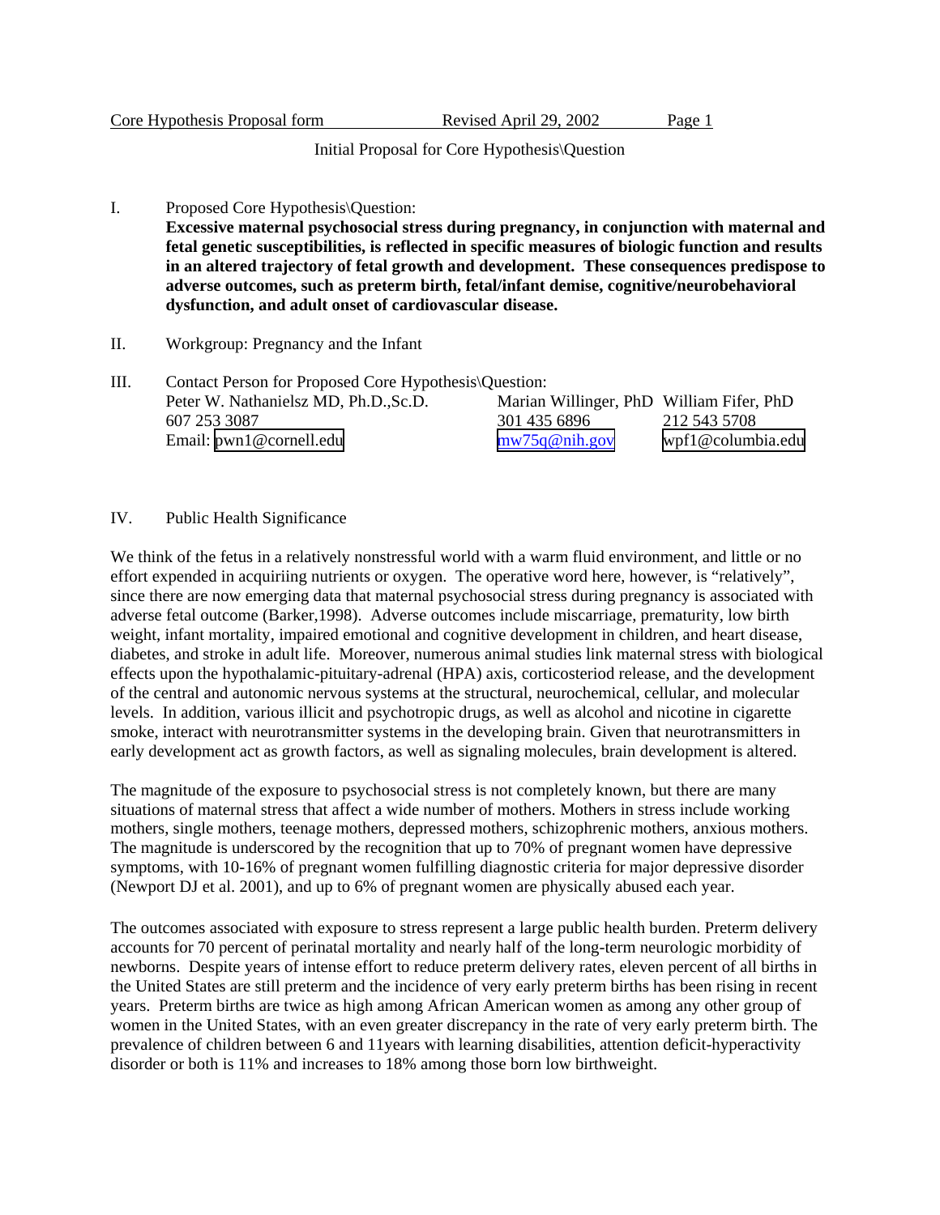Initial Proposal for Core Hypothesis\Question

I. Proposed Core Hypothesis\Question:
**Excessive maternal psychosocial stress during pregnancy, in conjunction with maternal and fetal genetic susceptibilities, is reflected in specific measures of biologic function and results in an altered trajectory of fetal growth and development. These consequences predispose to adverse outcomes, such as preterm birth, fetal/infant demise, cognitive/neurobehavioral dysfunction, and adult onset of cardiovascular disease.**

II. Workgroup: Pregnancy and the Infant

III. Contact Person for Proposed Core Hypothesis\Question:

| Peter W. Nathanielsz MD, Ph.D.,Sc.D. | Marian Willinger, PhD | William Fifer, PhD |
|---|---|---|
| 607 253 3087 | 301 435 6896 | 212 543 5708 |
| Email: pwn1@cornell.edu | mw75q@nih.gov | wpf1@columbia.edu |

IV. Public Health Significance

We think of the fetus in a relatively nonstressful world with a warm fluid environment, and little or no effort expended in acquiriing nutrients or oxygen. The operative word here, however, is "relatively", since there are now emerging data that maternal psychosocial stress during pregnancy is associated with adverse fetal outcome (Barker,1998). Adverse outcomes include miscarriage, prematurity, low birth weight, infant mortality, impaired emotional and cognitive development in children, and heart disease, diabetes, and stroke in adult life. Moreover, numerous animal studies link maternal stress with biological effects upon the hypothalamic-pituitary-adrenal (HPA) axis, corticosteriod release, and the development of the central and autonomic nervous systems at the structural, neurochemical, cellular, and molecular levels. In addition, various illicit and psychotropic drugs, as well as alcohol and nicotine in cigarette smoke, interact with neurotransmitter systems in the developing brain. Given that neurotransmitters in early development act as growth factors, as well as signaling molecules, brain development is altered.

The magnitude of the exposure to psychosocial stress is not completely known, but there are many situations of maternal stress that affect a wide number of mothers. Mothers in stress include working mothers, single mothers, teenage mothers, depressed mothers, schizophrenic mothers, anxious mothers. The magnitude is underscored by the recognition that up to 70% of pregnant women have depressive symptoms, with 10-16% of pregnant women fulfilling diagnostic criteria for major depressive disorder (Newport DJ et al. 2001), and up to 6% of pregnant women are physically abused each year.

The outcomes associated with exposure to stress represent a large public health burden. Preterm delivery accounts for 70 percent of perinatal mortality and nearly half of the long-term neurologic morbidity of newborns. Despite years of intense effort to reduce preterm delivery rates, eleven percent of all births in the United States are still preterm and the incidence of very early preterm births has been rising in recent years. Preterm births are twice as high among African American women as among any other group of women in the United States, with an even greater discrepancy in the rate of very early preterm birth. The prevalence of children between 6 and 11years with learning disabilities, attention deficit-hyperactivity disorder or both is 11% and increases to 18% among those born low birthweight.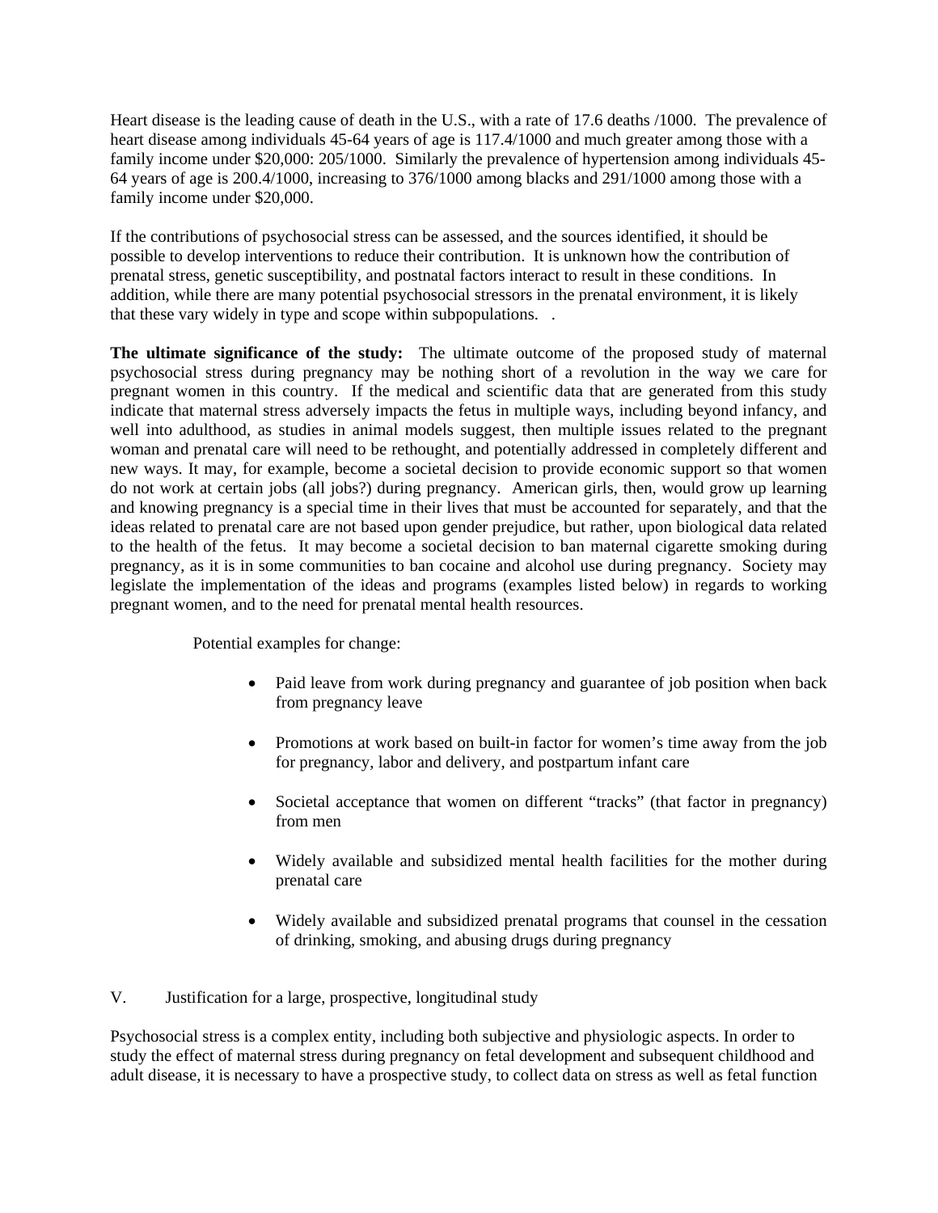Heart disease is the leading cause of death in the U.S., with a rate of 17.6 deaths /1000. The prevalence of heart disease among individuals 45-64 years of age is 117.4/1000 and much greater among those with a family income under $20,000: 205/1000. Similarly the prevalence of hypertension among individuals 45-64 years of age is 200.4/1000, increasing to 376/1000 among blacks and 291/1000 among those with a family income under $20,000.

If the contributions of psychosocial stress can be assessed, and the sources identified, it should be possible to develop interventions to reduce their contribution. It is unknown how the contribution of prenatal stress, genetic susceptibility, and postnatal factors interact to result in these conditions. In addition, while there are many potential psychosocial stressors in the prenatal environment, it is likely that these vary widely in type and scope within subpopulations. .

**The ultimate significance of the study:** The ultimate outcome of the proposed study of maternal psychosocial stress during pregnancy may be nothing short of a revolution in the way we care for pregnant women in this country. If the medical and scientific data that are generated from this study indicate that maternal stress adversely impacts the fetus in multiple ways, including beyond infancy, and well into adulthood, as studies in animal models suggest, then multiple issues related to the pregnant woman and prenatal care will need to be rethought, and potentially addressed in completely different and new ways. It may, for example, become a societal decision to provide economic support so that women do not work at certain jobs (all jobs?) during pregnancy. American girls, then, would grow up learning and knowing pregnancy is a special time in their lives that must be accounted for separately, and that the ideas related to prenatal care are not based upon gender prejudice, but rather, upon biological data related to the health of the fetus. It may become a societal decision to ban maternal cigarette smoking during pregnancy, as it is in some communities to ban cocaine and alcohol use during pregnancy. Society may legislate the implementation of the ideas and programs (examples listed below) in regards to working pregnant women, and to the need for prenatal mental health resources.

Potential examples for change:

- Paid leave from work during pregnancy and guarantee of job position when back from pregnancy leave
- Promotions at work based on built-in factor for women's time away from the job for pregnancy, labor and delivery, and postpartum infant care
- Societal acceptance that women on different "tracks" (that factor in pregnancy) from men
- Widely available and subsidized mental health facilities for the mother during prenatal care
- Widely available and subsidized prenatal programs that counsel in the cessation of drinking, smoking, and abusing drugs during pregnancy

## V. Justification for a large, prospective, longitudinal study

Psychosocial stress is a complex entity, including both subjective and physiologic aspects. In order to study the effect of maternal stress during pregnancy on fetal development and subsequent childhood and adult disease, it is necessary to have a prospective study, to collect data on stress as well as fetal function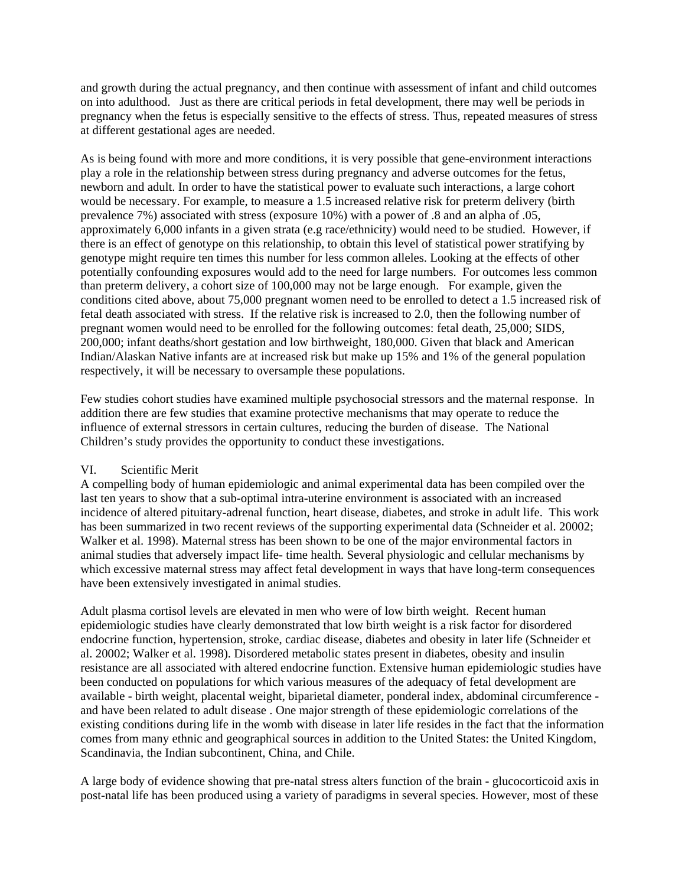and growth during the actual pregnancy, and then continue with assessment of infant and child outcomes on into adulthood. Just as there are critical periods in fetal development, there may well be periods in pregnancy when the fetus is especially sensitive to the effects of stress. Thus, repeated measures of stress at different gestational ages are needed.

As is being found with more and more conditions, it is very possible that gene-environment interactions play a role in the relationship between stress during pregnancy and adverse outcomes for the fetus, newborn and adult. In order to have the statistical power to evaluate such interactions, a large cohort would be necessary. For example, to measure a 1.5 increased relative risk for preterm delivery (birth prevalence 7%) associated with stress (exposure 10%) with a power of .8 and an alpha of .05, approximately 6,000 infants in a given strata (e.g race/ethnicity) would need to be studied. However, if there is an effect of genotype on this relationship, to obtain this level of statistical power stratifying by genotype might require ten times this number for less common alleles. Looking at the effects of other potentially confounding exposures would add to the need for large numbers. For outcomes less common than preterm delivery, a cohort size of 100,000 may not be large enough. For example, given the conditions cited above, about 75,000 pregnant women need to be enrolled to detect a 1.5 increased risk of fetal death associated with stress. If the relative risk is increased to 2.0, then the following number of pregnant women would need to be enrolled for the following outcomes: fetal death, 25,000; SIDS, 200,000; infant deaths/short gestation and low birthweight, 180,000. Given that black and American Indian/Alaskan Native infants are at increased risk but make up 15% and 1% of the general population respectively, it will be necessary to oversample these populations.

Few studies cohort studies have examined multiple psychosocial stressors and the maternal response. In addition there are few studies that examine protective mechanisms that may operate to reduce the influence of external stressors in certain cultures, reducing the burden of disease. The National Children's study provides the opportunity to conduct these investigations.

## VI. Scientific Merit

A compelling body of human epidemiologic and animal experimental data has been compiled over the last ten years to show that a sub-optimal intra-uterine environment is associated with an increased incidence of altered pituitary-adrenal function, heart disease, diabetes, and stroke in adult life. This work has been summarized in two recent reviews of the supporting experimental data (Schneider et al. 20002; Walker et al. 1998). Maternal stress has been shown to be one of the major environmental factors in animal studies that adversely impact life- time health. Several physiologic and cellular mechanisms by which excessive maternal stress may affect fetal development in ways that have long-term consequences have been extensively investigated in animal studies.

Adult plasma cortisol levels are elevated in men who were of low birth weight. Recent human epidemiologic studies have clearly demonstrated that low birth weight is a risk factor for disordered endocrine function, hypertension, stroke, cardiac disease, diabetes and obesity in later life (Schneider et al. 20002; Walker et al. 1998). Disordered metabolic states present in diabetes, obesity and insulin resistance are all associated with altered endocrine function. Extensive human epidemiologic studies have been conducted on populations for which various measures of the adequacy of fetal development are available - birth weight, placental weight, biparietal diameter, ponderal index, abdominal circumference - and have been related to adult disease . One major strength of these epidemiologic correlations of the existing conditions during life in the womb with disease in later life resides in the fact that the information comes from many ethnic and geographical sources in addition to the United States: the United Kingdom, Scandinavia, the Indian subcontinent, China, and Chile.

A large body of evidence showing that pre-natal stress alters function of the brain - glucocorticoid axis in post-natal life has been produced using a variety of paradigms in several species. However, most of these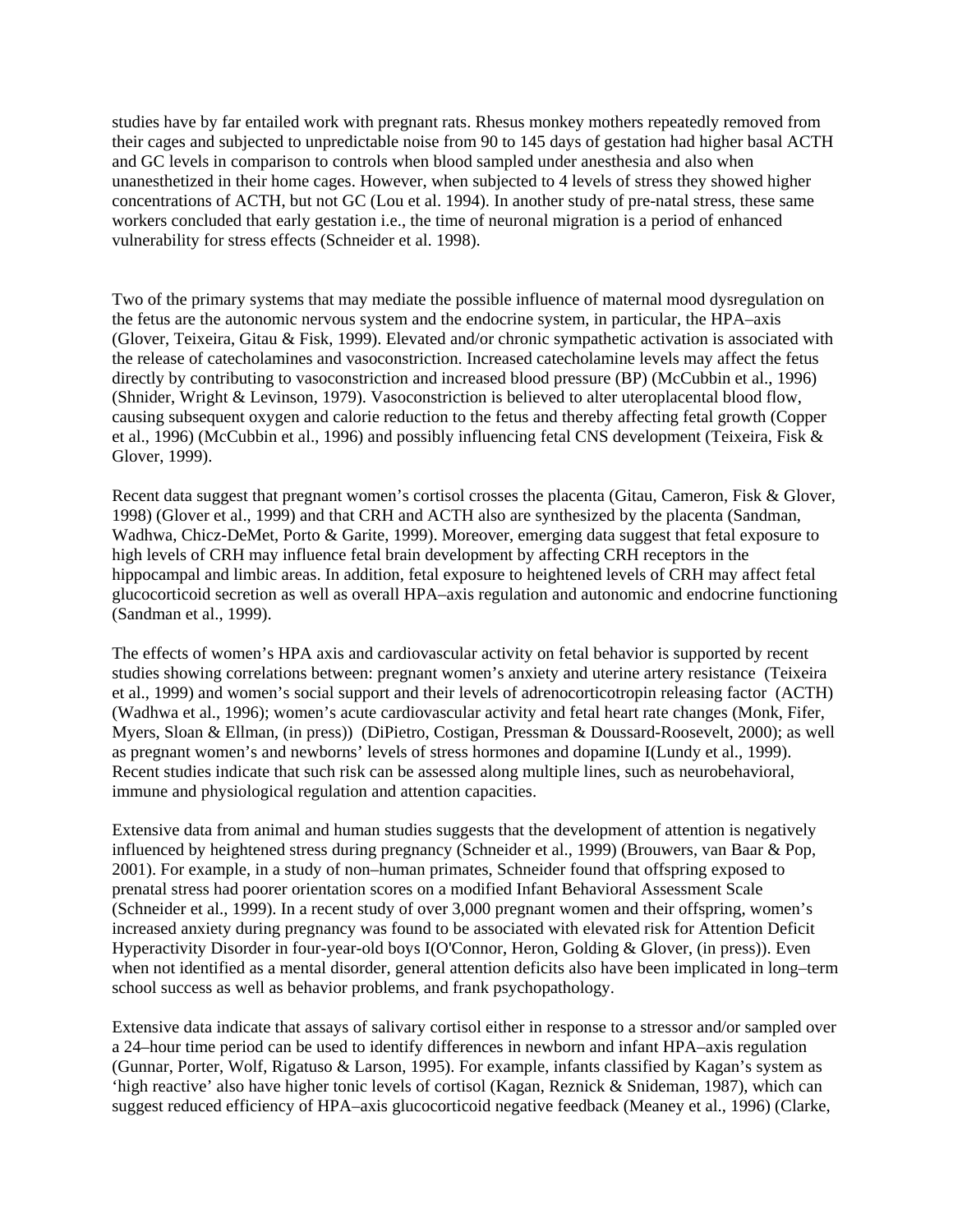studies have by far entailed work with pregnant rats. Rhesus monkey mothers repeatedly removed from their cages and subjected to unpredictable noise from 90 to 145 days of gestation had higher basal ACTH and GC levels in comparison to controls when blood sampled under anesthesia and also when unanesthetized in their home cages. However, when subjected to 4 levels of stress they showed higher concentrations of ACTH, but not GC (Lou et al. 1994). In another study of pre-natal stress, these same workers concluded that early gestation i.e., the time of neuronal migration is a period of enhanced vulnerability for stress effects (Schneider et al. 1998).

Two of the primary systems that may mediate the possible influence of maternal mood dysregulation on the fetus are the autonomic nervous system and the endocrine system, in particular, the HPA–axis (Glover, Teixeira, Gitau & Fisk, 1999). Elevated and/or chronic sympathetic activation is associated with the release of catecholamines and vasoconstriction. Increased catecholamine levels may affect the fetus directly by contributing to vasoconstriction and increased blood pressure (BP) (McCubbin et al., 1996) (Shnider, Wright & Levinson, 1979). Vasoconstriction is believed to alter uteroplacental blood flow, causing subsequent oxygen and calorie reduction to the fetus and thereby affecting fetal growth (Copper et al., 1996) (McCubbin et al., 1996) and possibly influencing fetal CNS development (Teixeira, Fisk & Glover, 1999).

Recent data suggest that pregnant women's cortisol crosses the placenta (Gitau, Cameron, Fisk & Glover, 1998) (Glover et al., 1999) and that CRH and ACTH also are synthesized by the placenta (Sandman, Wadhwa, Chicz-DeMet, Porto & Garite, 1999). Moreover, emerging data suggest that fetal exposure to high levels of CRH may influence fetal brain development by affecting CRH receptors in the hippocampal and limbic areas. In addition, fetal exposure to heightened levels of CRH may affect fetal glucocorticoid secretion as well as overall HPA–axis regulation and autonomic and endocrine functioning (Sandman et al., 1999).

The effects of women's HPA axis and cardiovascular activity on fetal behavior is supported by recent studies showing correlations between: pregnant women's anxiety and uterine artery resistance (Teixeira et al., 1999) and women's social support and their levels of adrenocorticotropin releasing factor (ACTH) (Wadhwa et al., 1996); women's acute cardiovascular activity and fetal heart rate changes (Monk, Fifer, Myers, Sloan & Ellman, (in press)) (DiPietro, Costigan, Pressman & Doussard-Roosevelt, 2000); as well as pregnant women's and newborns' levels of stress hormones and dopamine I(Lundy et al., 1999). Recent studies indicate that such risk can be assessed along multiple lines, such as neurobehavioral, immune and physiological regulation and attention capacities.

Extensive data from animal and human studies suggests that the development of attention is negatively influenced by heightened stress during pregnancy (Schneider et al., 1999) (Brouwers, van Baar & Pop, 2001). For example, in a study of non–human primates, Schneider found that offspring exposed to prenatal stress had poorer orientation scores on a modified Infant Behavioral Assessment Scale (Schneider et al., 1999). In a recent study of over 3,000 pregnant women and their offspring, women's increased anxiety during pregnancy was found to be associated with elevated risk for Attention Deficit Hyperactivity Disorder in four-year-old boys I(O'Connor, Heron, Golding & Glover, (in press)). Even when not identified as a mental disorder, general attention deficits also have been implicated in long–term school success as well as behavior problems, and frank psychopathology.

Extensive data indicate that assays of salivary cortisol either in response to a stressor and/or sampled over a 24–hour time period can be used to identify differences in newborn and infant HPA–axis regulation (Gunnar, Porter, Wolf, Rigatuso & Larson, 1995). For example, infants classified by Kagan's system as 'high reactive' also have higher tonic levels of cortisol (Kagan, Reznick & Snideman, 1987), which can suggest reduced efficiency of HPA–axis glucocorticoid negative feedback (Meaney et al., 1996) (Clarke,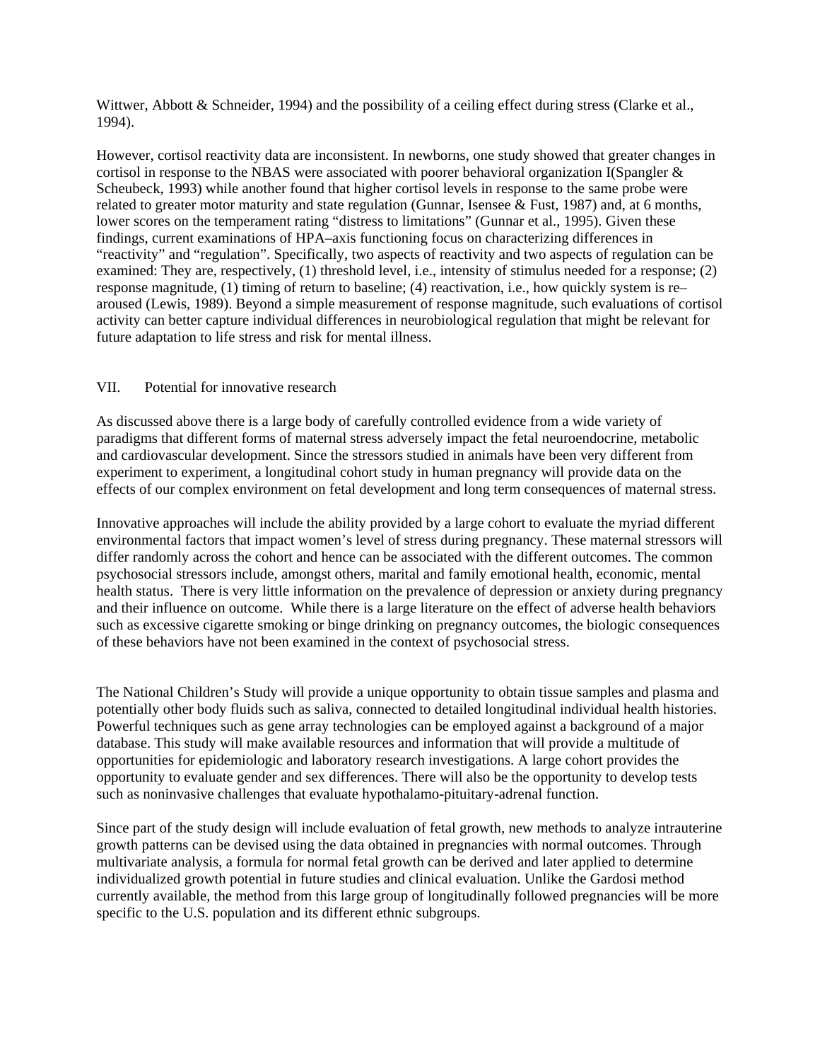Wittwer, Abbott & Schneider, 1994) and the possibility of a ceiling effect during stress (Clarke et al., 1994).

However, cortisol reactivity data are inconsistent. In newborns, one study showed that greater changes in cortisol in response to the NBAS were associated with poorer behavioral organization I(Spangler & Scheubeck, 1993) while another found that higher cortisol levels in response to the same probe were related to greater motor maturity and state regulation (Gunnar, Isensee & Fust, 1987) and, at 6 months, lower scores on the temperament rating "distress to limitations" (Gunnar et al., 1995). Given these findings, current examinations of HPA–axis functioning focus on characterizing differences in "reactivity" and "regulation". Specifically, two aspects of reactivity and two aspects of regulation can be examined: They are, respectively, (1) threshold level, i.e., intensity of stimulus needed for a response; (2) response magnitude, (1) timing of return to baseline; (4) reactivation, i.e., how quickly system is re–aroused (Lewis, 1989). Beyond a simple measurement of response magnitude, such evaluations of cortisol activity can better capture individual differences in neurobiological regulation that might be relevant for future adaptation to life stress and risk for mental illness.

## VII. Potential for innovative research

As discussed above there is a large body of carefully controlled evidence from a wide variety of paradigms that different forms of maternal stress adversely impact the fetal neuroendocrine, metabolic and cardiovascular development. Since the stressors studied in animals have been very different from experiment to experiment, a longitudinal cohort study in human pregnancy will provide data on the effects of our complex environment on fetal development and long term consequences of maternal stress.

Innovative approaches will include the ability provided by a large cohort to evaluate the myriad different environmental factors that impact women's level of stress during pregnancy. These maternal stressors will differ randomly across the cohort and hence can be associated with the different outcomes. The common psychosocial stressors include, amongst others, marital and family emotional health, economic, mental health status. There is very little information on the prevalence of depression or anxiety during pregnancy and their influence on outcome. While there is a large literature on the effect of adverse health behaviors such as excessive cigarette smoking or binge drinking on pregnancy outcomes, the biologic consequences of these behaviors have not been examined in the context of psychosocial stress.

The National Children's Study will provide a unique opportunity to obtain tissue samples and plasma and potentially other body fluids such as saliva, connected to detailed longitudinal individual health histories. Powerful techniques such as gene array technologies can be employed against a background of a major database. This study will make available resources and information that will provide a multitude of opportunities for epidemiologic and laboratory research investigations. A large cohort provides the opportunity to evaluate gender and sex differences. There will also be the opportunity to develop tests such as noninvasive challenges that evaluate hypothalamo-pituitary-adrenal function.

Since part of the study design will include evaluation of fetal growth, new methods to analyze intrauterine growth patterns can be devised using the data obtained in pregnancies with normal outcomes. Through multivariate analysis, a formula for normal fetal growth can be derived and later applied to determine individualized growth potential in future studies and clinical evaluation. Unlike the Gardosi method currently available, the method from this large group of longitudinally followed pregnancies will be more specific to the U.S. population and its different ethnic subgroups.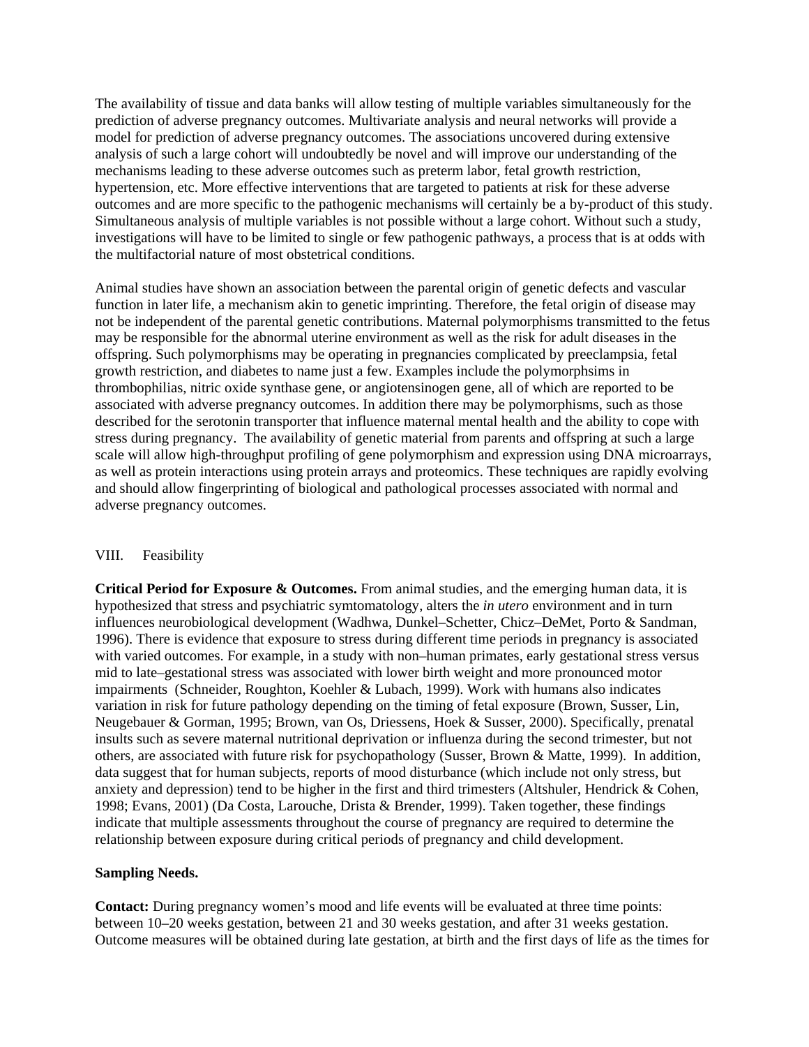The availability of tissue and data banks will allow testing of multiple variables simultaneously for the prediction of adverse pregnancy outcomes. Multivariate analysis and neural networks will provide a model for prediction of adverse pregnancy outcomes. The associations uncovered during extensive analysis of such a large cohort will undoubtedly be novel and will improve our understanding of the mechanisms leading to these adverse outcomes such as preterm labor, fetal growth restriction, hypertension, etc. More effective interventions that are targeted to patients at risk for these adverse outcomes and are more specific to the pathogenic mechanisms will certainly be a by-product of this study. Simultaneous analysis of multiple variables is not possible without a large cohort. Without such a study, investigations will have to be limited to single or few pathogenic pathways, a process that is at odds with the multifactorial nature of most obstetrical conditions.

Animal studies have shown an association between the parental origin of genetic defects and vascular function in later life, a mechanism akin to genetic imprinting. Therefore, the fetal origin of disease may not be independent of the parental genetic contributions. Maternal polymorphisms transmitted to the fetus may be responsible for the abnormal uterine environment as well as the risk for adult diseases in the offspring. Such polymorphisms may be operating in pregnancies complicated by preeclampsia, fetal growth restriction, and diabetes to name just a few. Examples include the polymorphsims in thrombophilias, nitric oxide synthase gene, or angiotensinogen gene, all of which are reported to be associated with adverse pregnancy outcomes. In addition there may be polymorphisms, such as those described for the serotonin transporter that influence maternal mental health and the ability to cope with stress during pregnancy. The availability of genetic material from parents and offspring at such a large scale will allow high-throughput profiling of gene polymorphism and expression using DNA microarrays, as well as protein interactions using protein arrays and proteomics. These techniques are rapidly evolving and should allow fingerprinting of biological and pathological processes associated with normal and adverse pregnancy outcomes.

## VIII. Feasibility

**Critical Period for Exposure & Outcomes.** From animal studies, and the emerging human data, it is hypothesized that stress and psychiatric symtomatology, alters the *in utero* environment and in turn influences neurobiological development (Wadhwa, Dunkel–Schetter, Chicz–DeMet, Porto & Sandman, 1996). There is evidence that exposure to stress during different time periods in pregnancy is associated with varied outcomes. For example, in a study with non–human primates, early gestational stress versus mid to late–gestational stress was associated with lower birth weight and more pronounced motor impairments (Schneider, Roughton, Koehler & Lubach, 1999). Work with humans also indicates variation in risk for future pathology depending on the timing of fetal exposure (Brown, Susser, Lin, Neugebauer & Gorman, 1995; Brown, van Os, Driessens, Hoek & Susser, 2000). Specifically, prenatal insults such as severe maternal nutritional deprivation or influenza during the second trimester, but not others, are associated with future risk for psychopathology (Susser, Brown & Matte, 1999). In addition, data suggest that for human subjects, reports of mood disturbance (which include not only stress, but anxiety and depression) tend to be higher in the first and third trimesters (Altshuler, Hendrick & Cohen, 1998; Evans, 2001) (Da Costa, Larouche, Drista & Brender, 1999). Taken together, these findings indicate that multiple assessments throughout the course of pregnancy are required to determine the relationship between exposure during critical periods of pregnancy and child development.

**Sampling Needs.**

**Contact:** During pregnancy women's mood and life events will be evaluated at three time points: between 10–20 weeks gestation, between 21 and 30 weeks gestation, and after 31 weeks gestation. Outcome measures will be obtained during late gestation, at birth and the first days of life as the times for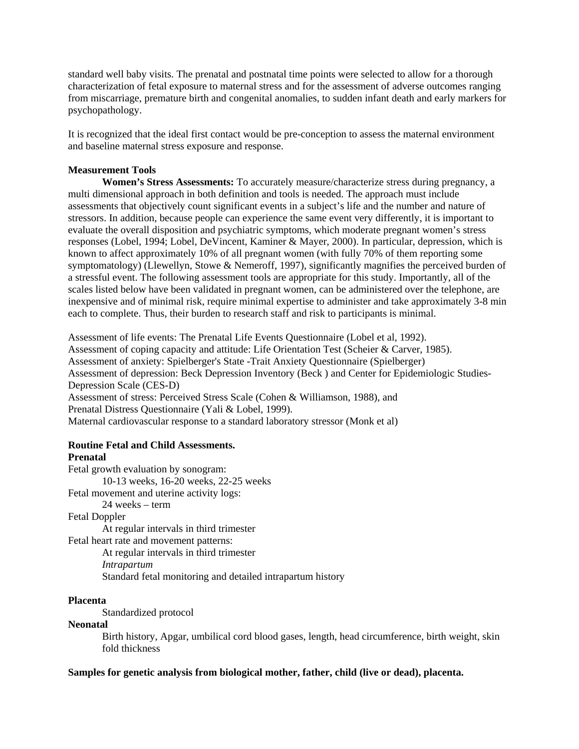standard well baby visits. The prenatal and postnatal time points were selected to allow for a thorough characterization of fetal exposure to maternal stress and for the assessment of adverse outcomes ranging from miscarriage, premature birth and congenital anomalies, to sudden infant death and early markers for psychopathology.

It is recognized that the ideal first contact would be pre-conception to assess the maternal environment and baseline maternal stress exposure and response.

**Measurement Tools**

**Women's Stress Assessments:** To accurately measure/characterize stress during pregnancy, a multi dimensional approach in both definition and tools is needed. The approach must include assessments that objectively count significant events in a subject's life and the number and nature of stressors. In addition, because people can experience the same event very differently, it is important to evaluate the overall disposition and psychiatric symptoms, which moderate pregnant women's stress responses (Lobel, 1994; Lobel, DeVincent, Kaminer & Mayer, 2000). In particular, depression, which is known to affect approximately 10% of all pregnant women (with fully 70% of them reporting some symptomatology) (Llewellyn, Stowe & Nemeroff, 1997), significantly magnifies the perceived burden of a stressful event. The following assessment tools are appropriate for this study. Importantly, all of the scales listed below have been validated in pregnant women, can be administered over the telephone, are inexpensive and of minimal risk, require minimal expertise to administer and take approximately 3-8 min each to complete. Thus, their burden to research staff and risk to participants is minimal.

Assessment of life events: The Prenatal Life Events Questionnaire (Lobel et al, 1992).
Assessment of coping capacity and attitude: Life Orientation Test (Scheier & Carver, 1985).
Assessment of anxiety: Spielberger's State -Trait Anxiety Questionnaire (Spielberger)
Assessment of depression: Beck Depression Inventory (Beck ) and Center for Epidemiologic Studies-Depression Scale (CES-D)
Assessment of stress: Perceived Stress Scale (Cohen & Williamson, 1988), and
Prenatal Distress Questionnaire (Yali & Lobel, 1999).
Maternal cardiovascular response to a standard laboratory stressor (Monk et al)

**Routine Fetal and Child Assessments.**

**Prenatal**

Fetal growth evaluation by sonogram:
  10-13 weeks, 16-20 weeks, 22-25 weeks
Fetal movement and uterine activity logs:
  24 weeks – term
Fetal Doppler
  At regular intervals in third trimester
Fetal heart rate and movement patterns:
  At regular intervals in third trimester
  *Intrapartum*
  Standard fetal monitoring and detailed intrapartum history

**Placenta**

Standardized protocol

**Neonatal**

Birth history, Apgar, umbilical cord blood gases, length, head circumference, birth weight, skin fold thickness

**Samples for genetic analysis from biological mother, father, child (live or dead), placenta.**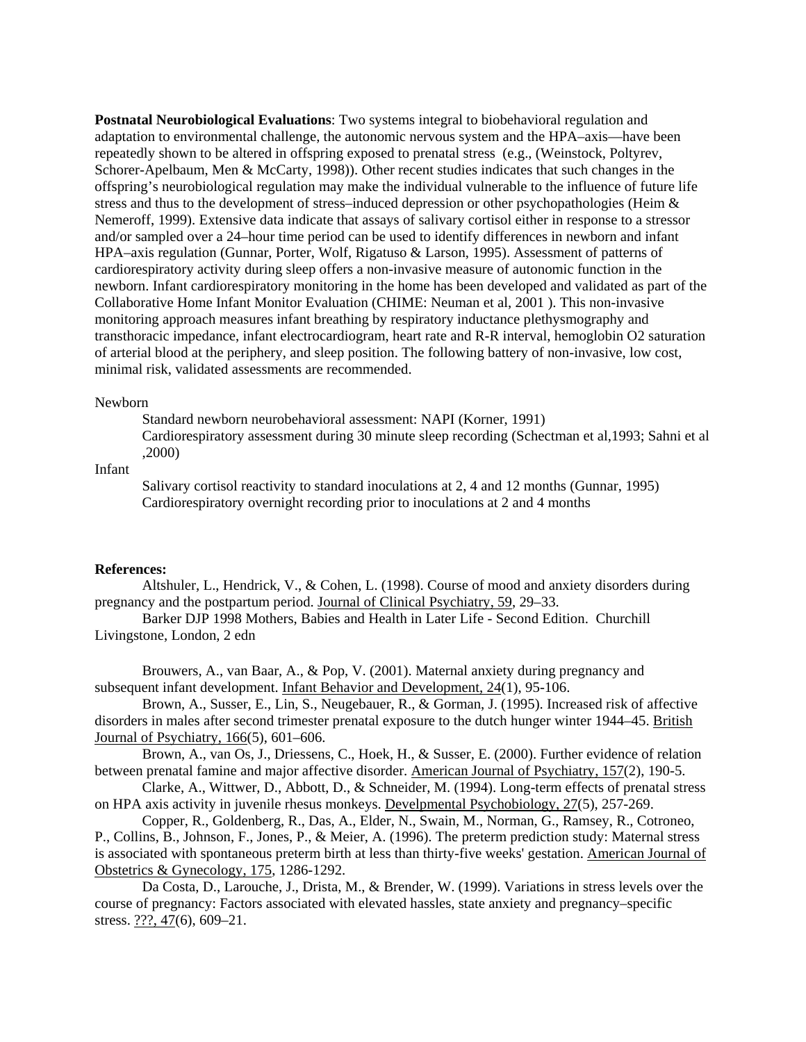**Postnatal Neurobiological Evaluations**: Two systems integral to biobehavioral regulation and adaptation to environmental challenge, the autonomic nervous system and the HPA–axis—have been repeatedly shown to be altered in offspring exposed to prenatal stress (e.g., (Weinstock, Poltyrev, Schorer-Apelbaum, Men & McCarty, 1998)). Other recent studies indicates that such changes in the offspring's neurobiological regulation may make the individual vulnerable to the influence of future life stress and thus to the development of stress–induced depression or other psychopathologies (Heim & Nemeroff, 1999). Extensive data indicate that assays of salivary cortisol either in response to a stressor and/or sampled over a 24–hour time period can be used to identify differences in newborn and infant HPA–axis regulation (Gunnar, Porter, Wolf, Rigatuso & Larson, 1995). Assessment of patterns of cardiorespiratory activity during sleep offers a non-invasive measure of autonomic function in the newborn. Infant cardiorespiratory monitoring in the home has been developed and validated as part of the Collaborative Home Infant Monitor Evaluation (CHIME: Neuman et al, 2001 ). This non-invasive monitoring approach measures infant breathing by respiratory inductance plethysmography and transthoracic impedance, infant electrocardiogram, heart rate and R-R interval, hemoglobin O2 saturation of arterial blood at the periphery, and sleep position. The following battery of non-invasive, low cost, minimal risk, validated assessments are recommended.

Newborn

- Standard newborn neurobehavioral assessment: NAPI (Korner, 1991)
- Cardiorespiratory assessment during 30 minute sleep recording (Schectman et al,1993; Sahni et al ,2000)

Infant

- Salivary cortisol reactivity to standard inoculations at 2, 4 and 12 months (Gunnar, 1995)
- Cardiorespiratory overnight recording prior to inoculations at 2 and 4 months

**References:**

Altshuler, L., Hendrick, V., & Cohen, L. (1998). Course of mood and anxiety disorders during pregnancy and the postpartum period. Journal of Clinical Psychiatry, 59, 29–33.

Barker DJP 1998 Mothers, Babies and Health in Later Life - Second Edition. Churchill Livingstone, London, 2 edn

Brouwers, A., van Baar, A., & Pop, V. (2001). Maternal anxiety during pregnancy and subsequent infant development. Infant Behavior and Development, 24(1), 95-106.

Brown, A., Susser, E., Lin, S., Neugebauer, R., & Gorman, J. (1995). Increased risk of affective disorders in males after second trimester prenatal exposure to the dutch hunger winter 1944–45. British Journal of Psychiatry, 166(5), 601–606.

Brown, A., van Os, J., Driessens, C., Hoek, H., & Susser, E. (2000). Further evidence of relation between prenatal famine and major affective disorder. American Journal of Psychiatry, 157(2), 190-5.

Clarke, A., Wittwer, D., Abbott, D., & Schneider, M. (1994). Long-term effects of prenatal stress on HPA axis activity in juvenile rhesus monkeys. Develpmental Psychobiology, 27(5), 257-269.

Copper, R., Goldenberg, R., Das, A., Elder, N., Swain, M., Norman, G., Ramsey, R., Cotroneo, P., Collins, B., Johnson, F., Jones, P., & Meier, A. (1996). The preterm prediction study: Maternal stress is associated with spontaneous preterm birth at less than thirty-five weeks' gestation. American Journal of Obstetrics & Gynecology, 175, 1286-1292.

Da Costa, D., Larouche, J., Drista, M., & Brender, W. (1999). Variations in stress levels over the course of pregnancy: Factors associated with elevated hassles, state anxiety and pregnancy–specific stress. ???, 47(6), 609–21.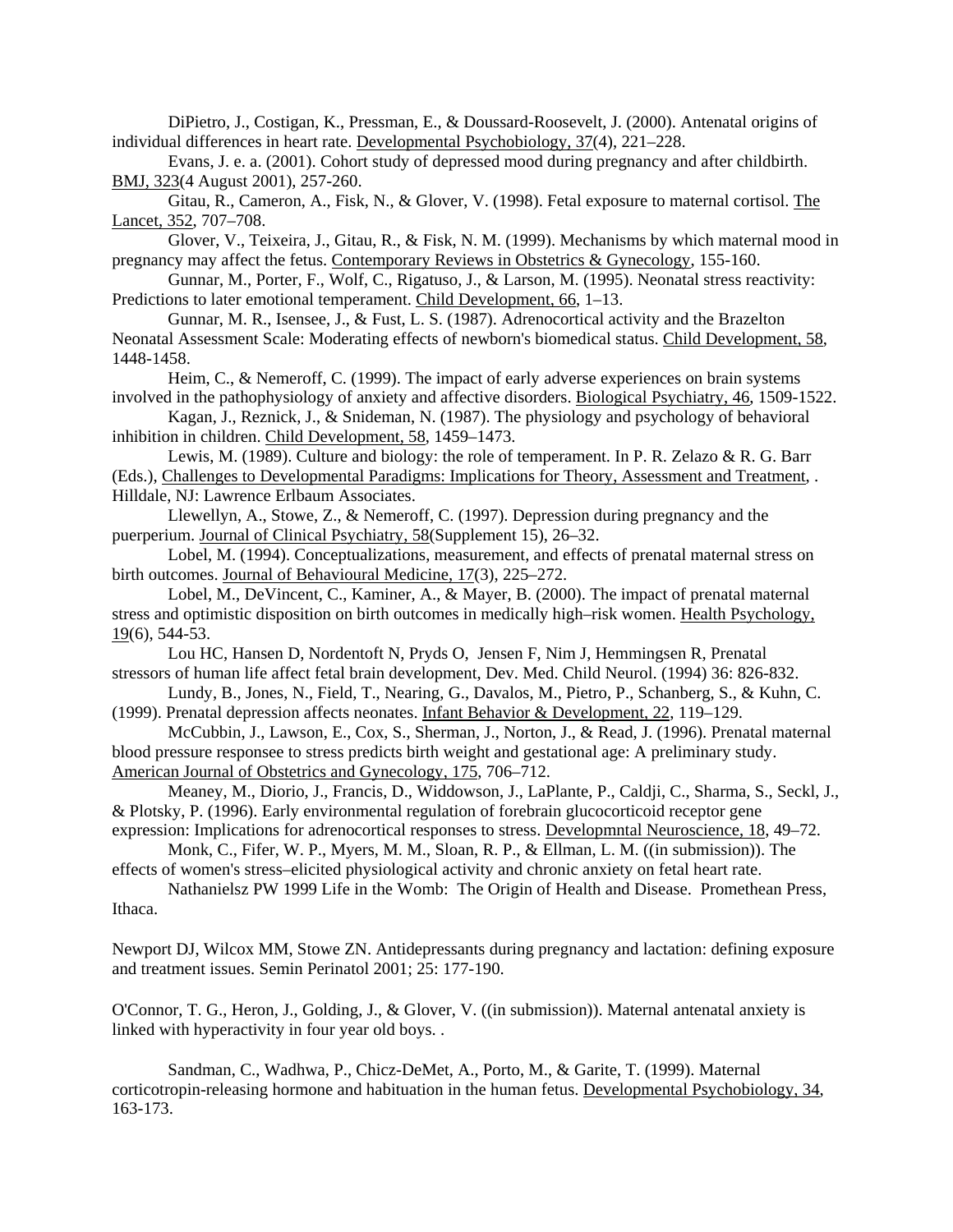DiPietro, J., Costigan, K., Pressman, E., & Doussard-Roosevelt, J. (2000). Antenatal origins of individual differences in heart rate. Developmental Psychobiology, 37(4), 221–228.

Evans, J. e. a. (2001). Cohort study of depressed mood during pregnancy and after childbirth. BMJ, 323(4 August 2001), 257-260.

Gitau, R., Cameron, A., Fisk, N., & Glover, V. (1998). Fetal exposure to maternal cortisol. The Lancet, 352, 707–708.

Glover, V., Teixeira, J., Gitau, R., & Fisk, N. M. (1999). Mechanisms by which maternal mood in pregnancy may affect the fetus. Contemporary Reviews in Obstetrics & Gynecology, 155-160.

Gunnar, M., Porter, F., Wolf, C., Rigatuso, J., & Larson, M. (1995). Neonatal stress reactivity: Predictions to later emotional temperament. Child Development, 66, 1–13.

Gunnar, M. R., Isensee, J., & Fust, L. S. (1987). Adrenocortical activity and the Brazelton Neonatal Assessment Scale: Moderating effects of newborn's biomedical status. Child Development, 58, 1448-1458.

Heim, C., & Nemeroff, C. (1999). The impact of early adverse experiences on brain systems involved in the pathophysiology of anxiety and affective disorders. Biological Psychiatry, 46, 1509-1522.

Kagan, J., Reznick, J., & Snideman, N. (1987). The physiology and psychology of behavioral inhibition in children. Child Development, 58, 1459–1473.

Lewis, M. (1989). Culture and biology: the role of temperament. In P. R. Zelazo & R. G. Barr (Eds.), Challenges to Developmental Paradigms: Implications for Theory, Assessment and Treatment, . Hilldale, NJ: Lawrence Erlbaum Associates.

Llewellyn, A., Stowe, Z., & Nemeroff, C. (1997). Depression during pregnancy and the puerperium. Journal of Clinical Psychiatry, 58(Supplement 15), 26–32.

Lobel, M. (1994). Conceptualizations, measurement, and effects of prenatal maternal stress on birth outcomes. Journal of Behavioural Medicine, 17(3), 225–272.

Lobel, M., DeVincent, C., Kaminer, A., & Mayer, B. (2000). The impact of prenatal maternal stress and optimistic disposition on birth outcomes in medically high–risk women. Health Psychology, 19(6), 544-53.

Lou HC, Hansen D, Nordentoft N, Pryds O, Jensen F, Nim J, Hemmingsen R, Prenatal stressors of human life affect fetal brain development, Dev. Med. Child Neurol. (1994) 36: 826-832.

Lundy, B., Jones, N., Field, T., Nearing, G., Davalos, M., Pietro, P., Schanberg, S., & Kuhn, C. (1999). Prenatal depression affects neonates. Infant Behavior & Development, 22, 119–129.

McCubbin, J., Lawson, E., Cox, S., Sherman, J., Norton, J., & Read, J. (1996). Prenatal maternal blood pressure responsee to stress predicts birth weight and gestational age: A preliminary study. American Journal of Obstetrics and Gynecology, 175, 706–712.

Meaney, M., Diorio, J., Francis, D., Widdowson, J., LaPlante, P., Caldji, C., Sharma, S., Seckl, J., & Plotsky, P. (1996). Early environmental regulation of forebrain glucocorticoid receptor gene expression: Implications for adrenocortical responses to stress. Developmntal Neuroscience, 18, 49–72.

Monk, C., Fifer, W. P., Myers, M. M., Sloan, R. P., & Ellman, L. M. ((in submission)). The effects of women's stress–elicited physiological activity and chronic anxiety on fetal heart rate.

Nathanielsz PW 1999 Life in the Womb: The Origin of Health and Disease. Promethean Press, Ithaca.

Newport DJ, Wilcox MM, Stowe ZN. Antidepressants during pregnancy and lactation: defining exposure and treatment issues. Semin Perinatol 2001; 25: 177-190.

O'Connor, T. G., Heron, J., Golding, J., & Glover, V. ((in submission)). Maternal antenatal anxiety is linked with hyperactivity in four year old boys. .

Sandman, C., Wadhwa, P., Chicz-DeMet, A., Porto, M., & Garite, T. (1999). Maternal corticotropin-releasing hormone and habituation in the human fetus. Developmental Psychobiology, 34, 163-173.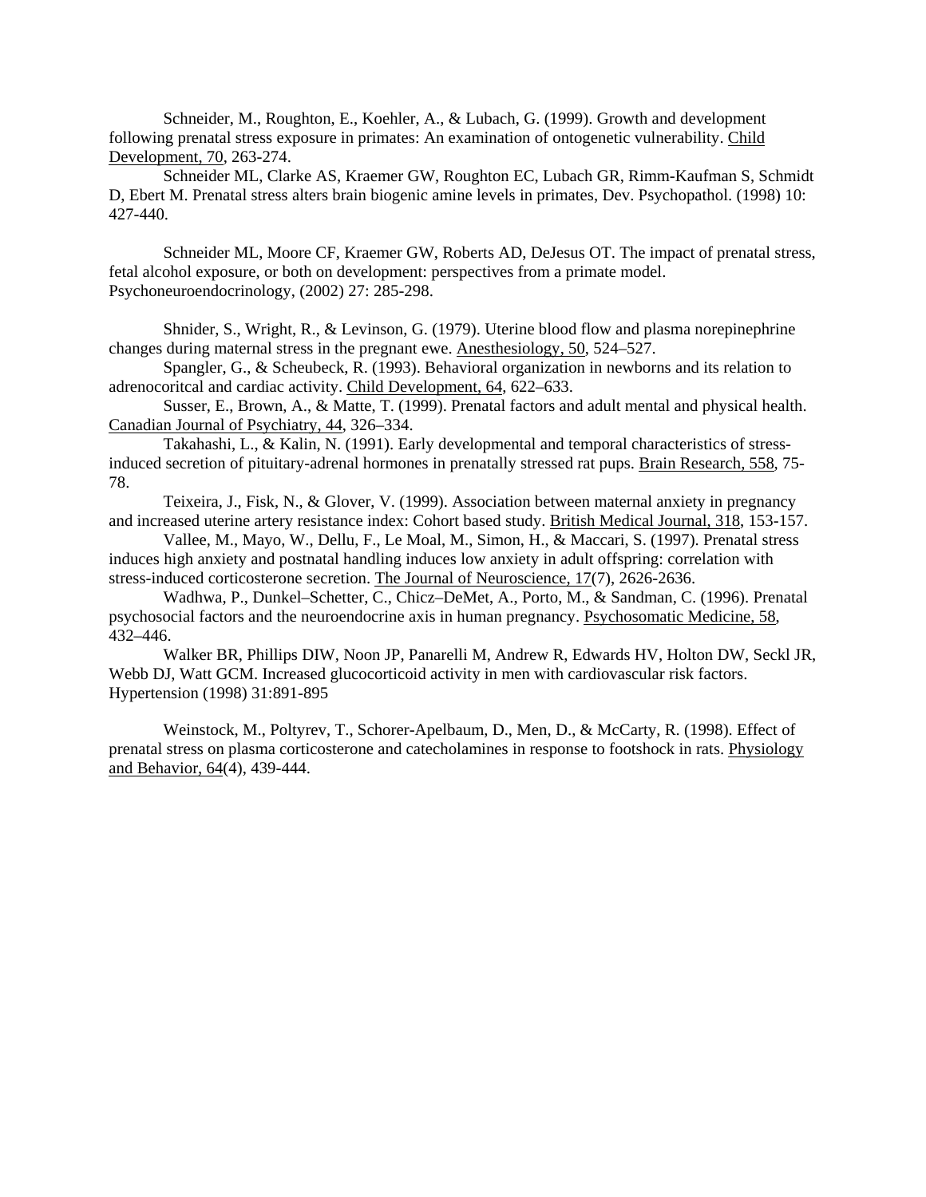Schneider, M., Roughton, E., Koehler, A., & Lubach, G. (1999). Growth and development following prenatal stress exposure in primates: An examination of ontogenetic vulnerability. Child Development, 70, 263-274.

Schneider ML, Clarke AS, Kraemer GW, Roughton EC, Lubach GR, Rimm-Kaufman S, Schmidt D, Ebert M. Prenatal stress alters brain biogenic amine levels in primates, Dev. Psychopathol. (1998) 10: 427-440.

Schneider ML, Moore CF, Kraemer GW, Roberts AD, DeJesus OT. The impact of prenatal stress, fetal alcohol exposure, or both on development: perspectives from a primate model. Psychoneuroendocrinology, (2002) 27: 285-298.

Shnider, S., Wright, R., & Levinson, G. (1979). Uterine blood flow and plasma norepinephrine changes during maternal stress in the pregnant ewe. Anesthesiology, 50, 524–527.

Spangler, G., & Scheubeck, R. (1993). Behavioral organization in newborns and its relation to adrenocoritcal and cardiac activity. Child Development, 64, 622–633.

Susser, E., Brown, A., & Matte, T. (1999). Prenatal factors and adult mental and physical health. Canadian Journal of Psychiatry, 44, 326–334.

Takahashi, L., & Kalin, N. (1991). Early developmental and temporal characteristics of stress-induced secretion of pituitary-adrenal hormones in prenatally stressed rat pups. Brain Research, 558, 75-78.

Teixeira, J., Fisk, N., & Glover, V. (1999). Association between maternal anxiety in pregnancy and increased uterine artery resistance index: Cohort based study. British Medical Journal, 318, 153-157.

Vallee, M., Mayo, W., Dellu, F., Le Moal, M., Simon, H., & Maccari, S. (1997). Prenatal stress induces high anxiety and postnatal handling induces low anxiety in adult offspring: correlation with stress-induced corticosterone secretion. The Journal of Neuroscience, 17(7), 2626-2636.

Wadhwa, P., Dunkel–Schetter, C., Chicz–DeMet, A., Porto, M., & Sandman, C. (1996). Prenatal psychosocial factors and the neuroendocrine axis in human pregnancy. Psychosomatic Medicine, 58, 432–446.

Walker BR, Phillips DIW, Noon JP, Panarelli M, Andrew R, Edwards HV, Holton DW, Seckl JR, Webb DJ, Watt GCM. Increased glucocorticoid activity in men with cardiovascular risk factors. Hypertension (1998) 31:891-895

Weinstock, M., Poltyrev, T., Schorer-Apelbaum, D., Men, D., & McCarty, R. (1998). Effect of prenatal stress on plasma corticosterone and catecholamines in response to footshock in rats. Physiology and Behavior, 64(4), 439-444.